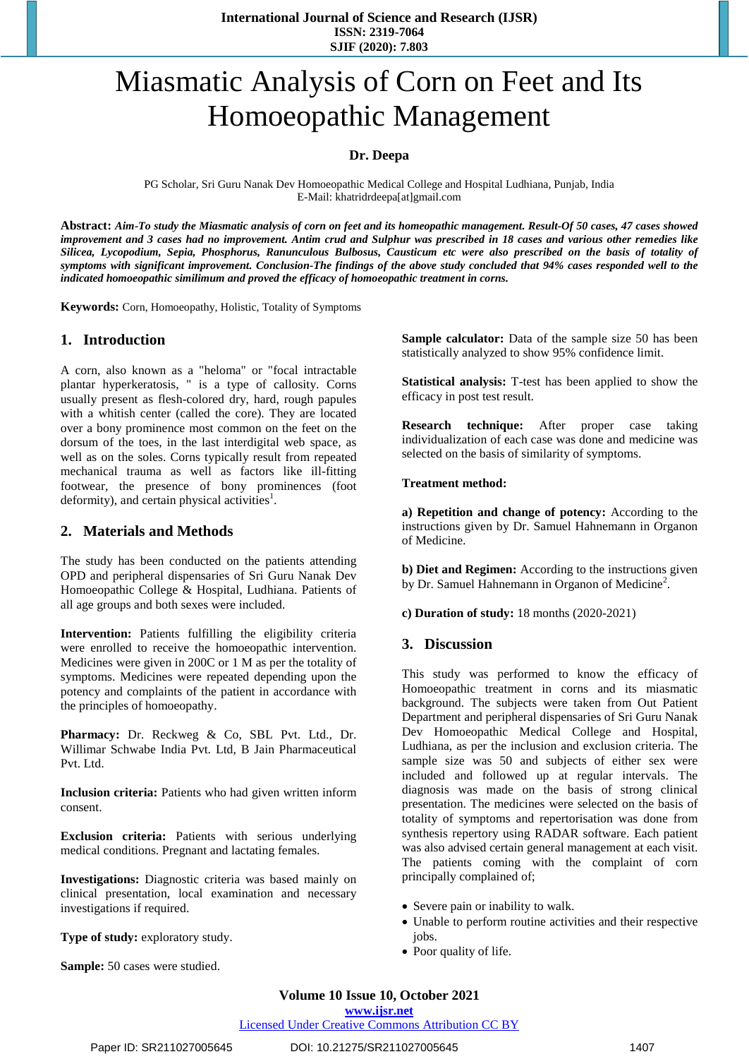# Miasmatic Analysis of Corn on Feet and Its Homoeopathic Management

**Dr. Deepa**

PG Scholar, Sri Guru Nanak Dev Homoeopathic Medical College and Hospital Ludhiana, Punjab, India
E-Mail: khatridrdeepa[at]gmail.com

**Abstract:** ***Aim-To study the Miasmatic analysis of corn on feet and its homeopathic management. Result-Of 50 cases, 47 cases showed improvement and 3 cases had no improvement. Antim crud and Sulphur was prescribed in 18 cases and various other remedies like Silicea, Lycopodium, Sepia, Phosphorus, Ranunculous Bulbosus, Causticum etc were also prescribed on the basis of totality of symptoms with significant improvement. Conclusion-The findings of the above study concluded that 94% cases responded well to the indicated homoeopathic similimum and proved the efficacy of homoeopathic treatment in corns.***

**Keywords:** Corn, Homoeopathy, Holistic, Totality of Symptoms

## 1. Introduction

A corn, also known as a "heloma" or "focal intractable plantar hyperkeratosis, " is a type of callosity. Corns usually present as flesh-colored dry, hard, rough papules with a whitish center (called the core). They are located over a bony prominence most common on the feet on the dorsum of the toes, in the last interdigital web space, as well as on the soles. Corns typically result from repeated mechanical trauma as well as factors like ill-fitting footwear, the presence of bony prominences (foot deformity), and certain physical activities[1].

## 2. Materials and Methods

The study has been conducted on the patients attending OPD and peripheral dispensaries of Sri Guru Nanak Dev Homoeopathic College & Hospital, Ludhiana. Patients of all age groups and both sexes were included.

**Intervention:** Patients fulfilling the eligibility criteria were enrolled to receive the homoeopathic intervention. Medicines were given in 200C or 1 M as per the totality of symptoms. Medicines were repeated depending upon the potency and complaints of the patient in accordance with the principles of homoeopathy.

**Pharmacy:** Dr. Reckweg & Co, SBL Pvt. Ltd., Dr. Willimar Schwabe India Pvt. Ltd, B Jain Pharmaceutical Pvt. Ltd.

**Inclusion criteria:** Patients who had given written inform consent.

**Exclusion criteria:** Patients with serious underlying medical conditions. Pregnant and lactating females.

**Investigations:** Diagnostic criteria was based mainly on clinical presentation, local examination and necessary investigations if required.

**Type of study:** exploratory study.

**Sample:** 50 cases were studied.

**Sample calculator:** Data of the sample size 50 has been statistically analyzed to show 95% confidence limit.

**Statistical analysis:** T-test has been applied to show the efficacy in post test result.

**Research technique:** After proper case taking individualization of each case was done and medicine was selected on the basis of similarity of symptoms.

**Treatment method:**

**a) Repetition and change of potency:** According to the instructions given by Dr. Samuel Hahnemann in Organon of Medicine.

**b) Diet and Regimen:** According to the instructions given by Dr. Samuel Hahnemann in Organon of Medicine[2].

**c) Duration of study:** 18 months (2020-2021)

## 3. Discussion

This study was performed to know the efficacy of Homoeopathic treatment in corns and its miasmatic background. The subjects were taken from Out Patient Department and peripheral dispensaries of Sri Guru Nanak Dev Homoeopathic Medical College and Hospital, Ludhiana, as per the inclusion and exclusion criteria. The sample size was 50 and subjects of either sex were included and followed up at regular intervals. The diagnosis was made on the basis of strong clinical presentation. The medicines were selected on the basis of totality of symptoms and repertorisation was done from synthesis repertory using RADAR software. Each patient was also advised certain general management at each visit. The patients coming with the complaint of corn principally complained of;

- Severe pain or inability to walk.
- Unable to perform routine activities and their respective jobs.
- Poor quality of life.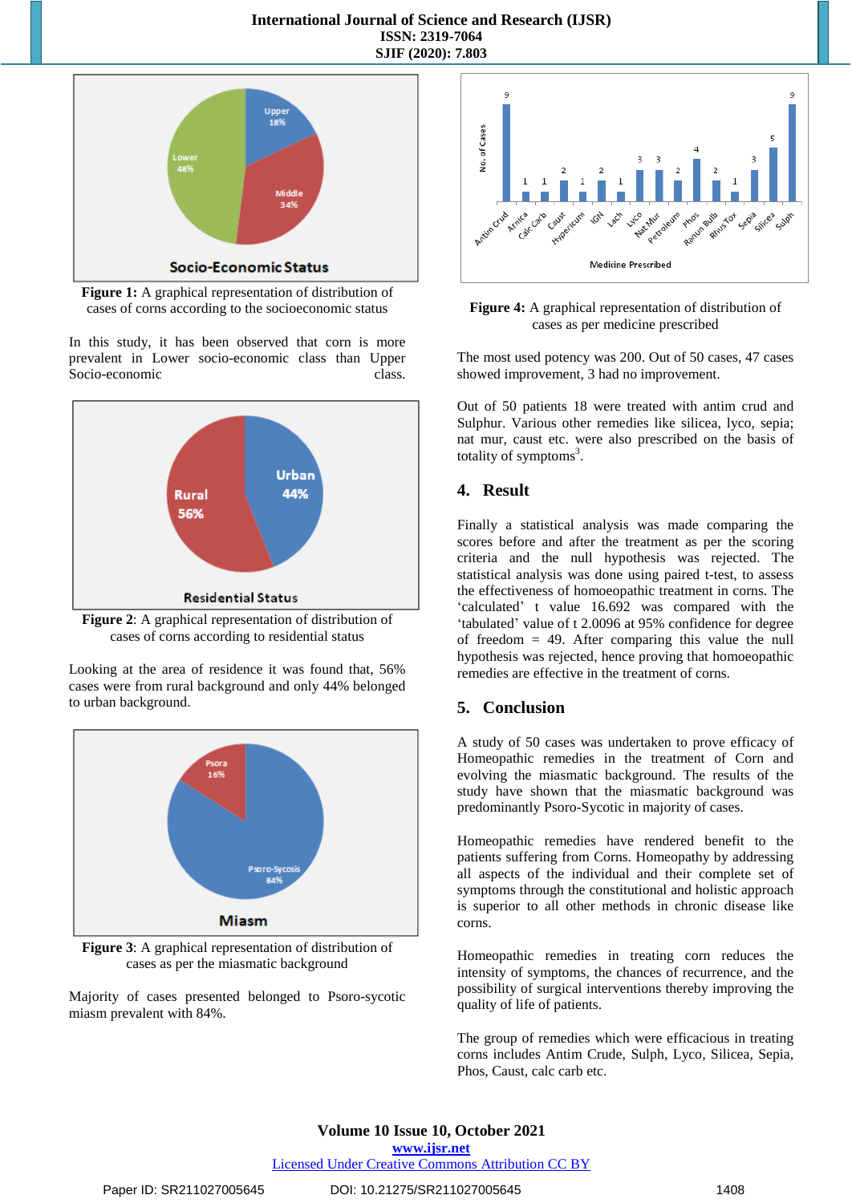**Figure 1:** A graphical representation of distribution of cases of corns according to the socioeconomic status

In this study, it has been observed that corn is more prevalent in Lower socio-economic class than Upper Socio-economic class.

**Figure 2**: A graphical representation of distribution of cases of corns according to residential status

Looking at the area of residence it was found that, 56% cases were from rural background and only 44% belonged to urban background.

**Figure 3**: A graphical representation of distribution of cases as per the miasmatic background

Majority of cases presented belonged to Psoro-sycotic miasm prevalent with 84%.

**Figure 4:** A graphical representation of distribution of cases as per medicine prescribed

The most used potency was 200. Out of 50 cases, 47 cases showed improvement, 3 had no improvement.

Out of 50 patients 18 were treated with antim crud and Sulphur. Various other remedies like silicea, lyco, sepia; nat mur, caust etc. were also prescribed on the basis of totality of symptoms[3].

## 4. Result

Finally a statistical analysis was made comparing the scores before and after the treatment as per the scoring criteria and the null hypothesis was rejected. The statistical analysis was done using paired t-test, to assess the effectiveness of homoeopathic treatment in corns. The 'calculated' t value 16.692 was compared with the 'tabulated' value of t 2.0096 at 95% confidence for degree of freedom = 49. After comparing this value the null hypothesis was rejected, hence proving that homoeopathic remedies are effective in the treatment of corns.

## 5. Conclusion

A study of 50 cases was undertaken to prove efficacy of Homeopathic remedies in the treatment of Corn and evolving the miasmatic background. The results of the study have shown that the miasmatic background was predominantly Psoro-Sycotic in majority of cases.

Homeopathic remedies have rendered benefit to the patients suffering from Corns. Homeopathy by addressing all aspects of the individual and their complete set of symptoms through the constitutional and holistic approach is superior to all other methods in chronic disease like corns.

Homeopathic remedies in treating corn reduces the intensity of symptoms, the chances of recurrence, and the possibility of surgical interventions thereby improving the quality of life of patients.

The group of remedies which were efficacious in treating corns includes Antim Crude, Sulph, Lyco, Silicea, Sepia, Phos, Caust, calc carb etc.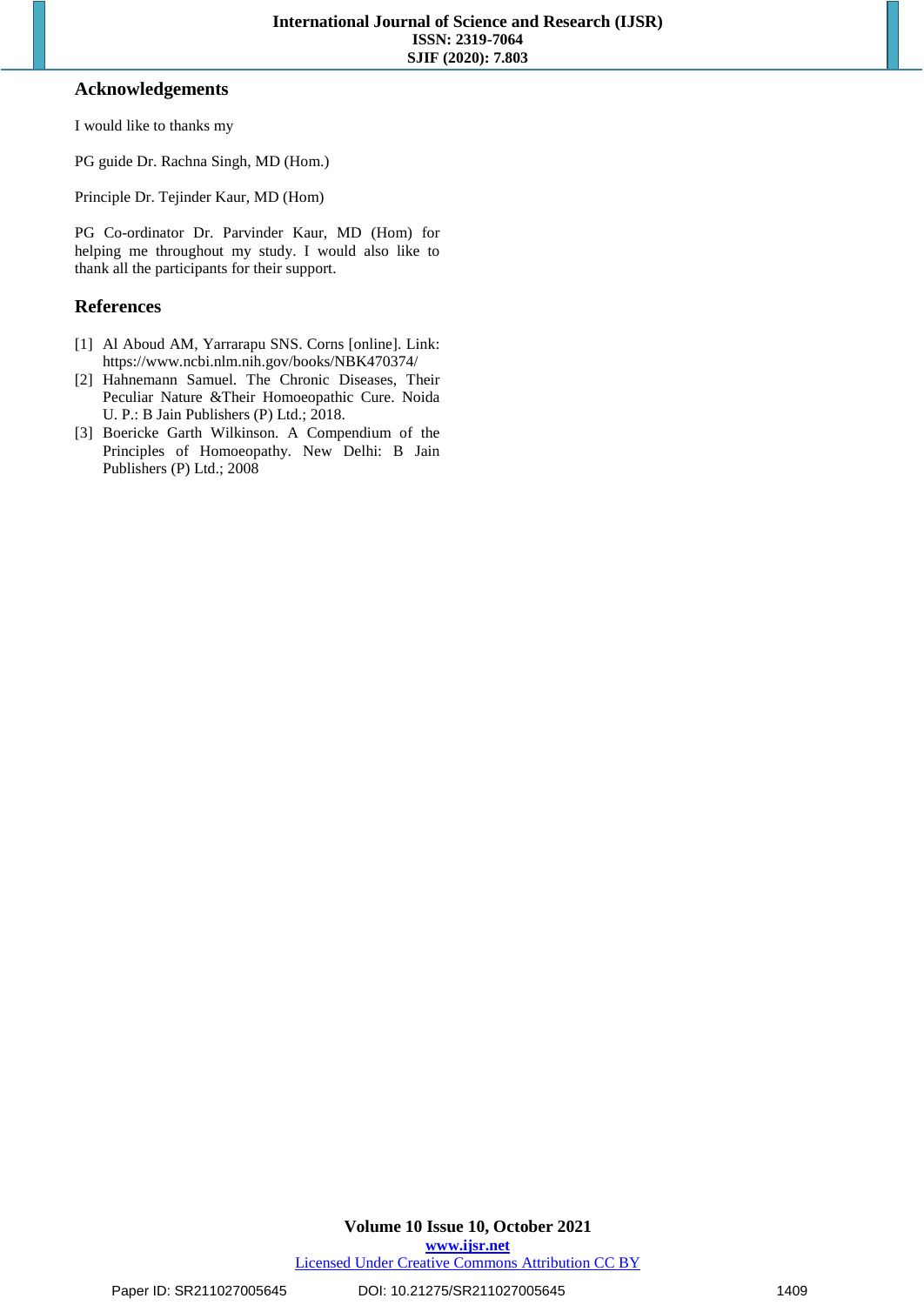## Acknowledgements

I would like to thanks my

PG guide Dr. Rachna Singh, MD (Hom.)

Principle Dr. Tejinder Kaur, MD (Hom)

PG Co-ordinator Dr. Parvinder Kaur, MD (Hom) for helping me throughout my study. I would also like to thank all the participants for their support.

## References

[1] Al Aboud AM, Yarrarapu SNS. Corns [online]. Link: https://www.ncbi.nlm.nih.gov/books/NBK470374/

[2] Hahnemann Samuel. The Chronic Diseases, Their Peculiar Nature &Their Homoeopathic Cure. Noida U. P.: B Jain Publishers (P) Ltd.; 2018.

[3] Boericke Garth Wilkinson. A Compendium of the Principles of Homoeopathy. New Delhi: B Jain Publishers (P) Ltd.; 2008